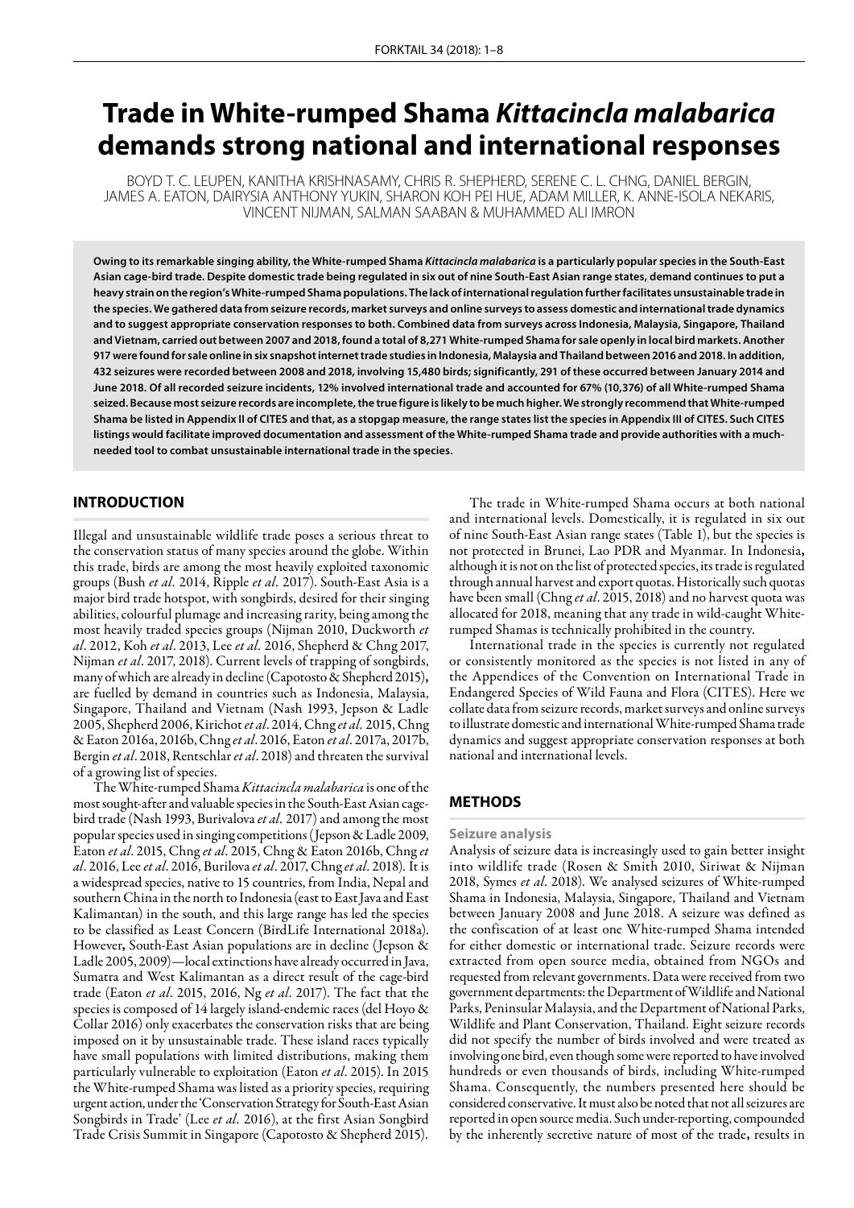# Trade in White-rumped Shama *Kittacincla malabarica* demands strong national and international responses

BOYD T. C. LEUPEN, KANITHA KRISHNASAMY, CHRIS R. SHEPHERD, SERENE C. L. CHNG, DANIEL BERGIN, JAMES A. EATON, DAIRYSIA ANTHONY YUKIN, SHARON KOH PEI HUE, ADAM MILLER, K. ANNE-ISOLA NEKARIS, VINCENT NIJMAN, SALMAN SAABAN & MUHAMMED ALI IMRON

**Owing to its remarkable singing ability, the White-rumped Shama *Kittacincla malabarica* is a particularly popular species in the South-East Asian cage-bird trade. Despite domestic trade being regulated in six out of nine South-East Asian range states, demand continues to put a heavy strain on the region's White-rumped Shama populations. The lack of international regulation further facilitates unsustainable trade in the species. We gathered data from seizure records, market surveys and online surveys to assess domestic and international trade dynamics and to suggest appropriate conservation responses to both. Combined data from surveys across Indonesia, Malaysia, Singapore, Thailand and Vietnam, carried out between 2007 and 2018, found a total of 8,271 White-rumped Shama for sale openly in local bird markets. Another 917 were found for sale online in six snapshot internet trade studies in Indonesia, Malaysia and Thailand between 2016 and 2018. In addition, 432 seizures were recorded between 2008 and 2018, involving 15,480 birds; significantly, 291 of these occurred between January 2014 and June 2018. Of all recorded seizure incidents, 12% involved international trade and accounted for 67% (10,376) of all White-rumped Shama seized. Because most seizure records are incomplete, the true figure is likely to be much higher. We strongly recommend that White-rumped Shama be listed in Appendix II of CITES and that, as a stopgap measure, the range states list the species in Appendix III of CITES. Such CITES listings would facilitate improved documentation and assessment of the White-rumped Shama trade and provide authorities with a much-needed tool to combat unsustainable international trade in the species.**

## INTRODUCTION

Illegal and unsustainable wildlife trade poses a serious threat to the conservation status of many species around the globe. Within this trade, birds are among the most heavily exploited taxonomic groups (Bush *et al.* 2014, Ripple *et al.* 2017). South-East Asia is a major bird trade hotspot, with songbirds, desired for their singing abilities, colourful plumage and increasing rarity, being among the most heavily traded species groups (Nijman 2010, Duckworth *et al*. 2012, Koh *et al*. 2013, Lee *et al.* 2016, Shepherd & Chng 2017, Nijman *et al*. 2017, 2018). Current levels of trapping of songbirds, many of which are already in decline (Capotosto & Shepherd 2015), are fuelled by demand in countries such as Indonesia, Malaysia, Singapore, Thailand and Vietnam (Nash 1993, Jepson & Ladle 2005, Shepherd 2006, Kirichot *et al*. 2014, Chng *et al.* 2015, Chng & Eaton 2016a, 2016b, Chng *et al*. 2016, Eaton *et al*. 2017a, 2017b, Bergin *et al*. 2018, Rentschlar *et al*. 2018) and threaten the survival of a growing list of species.

The White-rumped Shama *Kittacincla malabarica* is one of the most sought-after and valuable species in the South-East Asian cage-bird trade (Nash 1993, Burivalova *et al.* 2017) and among the most popular species used in singing competitions (Jepson & Ladle 2009, Eaton *et al*. 2015, Chng *et al.* 2015, Chng & Eaton 2016b, Chng *et al*. 2016, Lee *et al*. 2016, Burilova *et al*. 2017, Chng *et al*. 2018). It is a widespread species, native to 15 countries, from India, Nepal and southern China in the north to Indonesia (east to East Java and East Kalimantan) in the south, and this large range has led the species to be classified as Least Concern (BirdLife International 2018a). However, South-East Asian populations are in decline (Jepson & Ladle 2005, 2009)—local extinctions have already occurred in Java, Sumatra and West Kalimantan as a direct result of the cage-bird trade (Eaton *et al*. 2015, 2016, Ng *et al*. 2017). The fact that the species is composed of 14 largely island-endemic races (del Hoyo & Collar 2016) only exacerbates the conservation risks that are being imposed on it by unsustainable trade. These island races typically have small populations with limited distributions, making them particularly vulnerable to exploitation (Eaton *et al*. 2015). In 2015 the White-rumped Shama was listed as a priority species, requiring urgent action, under the 'Conservation Strategy for South-East Asian Songbirds in Trade' (Lee *et al.* 2016), at the first Asian Songbird Trade Crisis Summit in Singapore (Capotosto & Shepherd 2015).

The trade in White-rumped Shama occurs at both national and international levels. Domestically, it is regulated in six out of nine South-East Asian range states (Table 1), but the species is not protected in Brunei, Lao PDR and Myanmar. In Indonesia, although it is not on the list of protected species, its trade is regulated through annual harvest and export quotas. Historically such quotas have been small (Chng *et al*. 2015, 2018) and no harvest quota was allocated for 2018, meaning that any trade in wild-caught White-rumped Shamas is technically prohibited in the country.

International trade in the species is currently not regulated or consistently monitored as the species is not listed in any of the Appendices of the Convention on International Trade in Endangered Species of Wild Fauna and Flora (CITES). Here we collate data from seizure records, market surveys and online surveys to illustrate domestic and international White-rumped Shama trade dynamics and suggest appropriate conservation responses at both national and international levels.

## METHODS

### Seizure analysis

Analysis of seizure data is increasingly used to gain better insight into wildlife trade (Rosen & Smith 2010, Siriwat & Nijman 2018, Symes *et al*. 2018). We analysed seizures of White-rumped Shama in Indonesia, Malaysia, Singapore, Thailand and Vietnam between January 2008 and June 2018. A seizure was defined as the confiscation of at least one White-rumped Shama intended for either domestic or international trade. Seizure records were extracted from open source media, obtained from NGOs and requested from relevant governments. Data were received from two government departments: the Department of Wildlife and National Parks, Peninsular Malaysia, and the Department of National Parks, Wildlife and Plant Conservation, Thailand. Eight seizure records did not specify the number of birds involved and were treated as involving one bird, even though some were reported to have involved hundreds or even thousands of birds, including White-rumped Shama. Consequently, the numbers presented here should be considered conservative. It must also be noted that not all seizures are reported in open source media. Such under-reporting, compounded by the inherently secretive nature of most of the trade, results in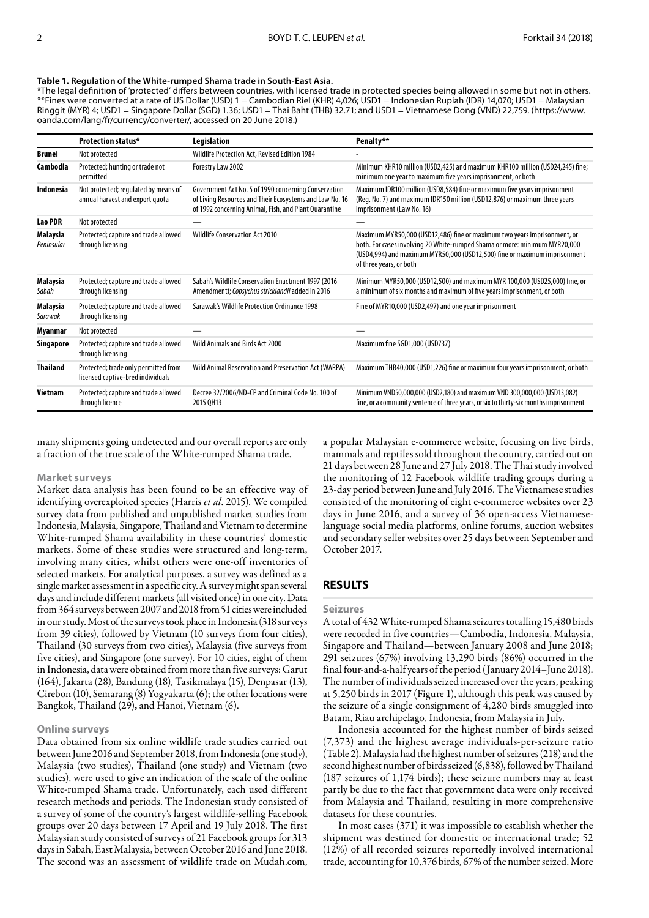**Table 1. Regulation of the White-rumped Shama trade in South-East Asia.**

*The legal definition of 'protected' differs between countries, with licensed trade in protected species being allowed in some but not in others.
**Fines were converted at a rate of US Dollar (USD) 1 = Cambodian Riel (KHR) 4,026; USD1 = Indonesian Rupiah (IDR) 14,070; USD1 = Malaysian Ringgit (MYR) 4; USD1 = Singapore Dollar (SGD) 1.36; USD1 = Thai Baht (THB) 32.71; and USD1 = Vietnamese Dong (VND) 22,759. (https://www.oanda.com/lang/fr/currency/converter/, accessed on 20 June 2018.)

| | Protection status* | Legislation | Penalty** |
|---|---|---|---|
| **Brunei** | Not protected | Wildlife Protection Act, Revised Edition 1984 | - |
| **Cambodia** | Protected; hunting or trade not permitted | Forestry Law 2002 | Minimum KHR10 million (USD2,425) and maximum KHR100 million (USD24,245) fine; minimum one year to maximum five years imprisonment, or both |
| **Indonesia** | Not protected; regulated by means of annual harvest and export quota | Government Act No. 5 of 1990 concerning Conservation of Living Resources and Their Ecosystems and Law No. 16 of 1992 concerning Animal, Fish, and Plant Quarantine | Maximum IDR100 million (USD8,584) fine or maximum five years imprisonment (Reg. No. 7) and maximum IDR150 million (USD12,876) or maximum three years imprisonment (Law No. 16) |
| **Lao PDR** | Not protected | — | — |
| **Malaysia** *Peninsular* | Protected; capture and trade allowed through licensing | Wildlife Conservation Act 2010 | Maximum MYR50,000 (USD12,486) fine or maximum two years imprisonment, or both. For cases involving 20 White-rumped Shama or more: minimum MYR20,000 (USD4,994) and maximum MYR50,000 (USD12,500) fine or maximum imprisonment of three years, or both |
| **Malaysia** *Sabah* | Protected; capture and trade allowed through licensing | Sabah's Wildlife Conservation Enactment 1997 (2016 Amendment); *Copsychus stricklandii* added in 2016 | Minimum MYR50,000 (USD12,500) and maximum MYR 100,000 (USD25,000) fine, or a minimum of six months and maximum of five years imprisonment, or both |
| **Malaysia** *Sarawak* | Protected; capture and trade allowed through licensing | Sarawak's Wildlife Protection Ordinance 1998 | Fine of MYR10,000 (USD2,497) and one year imprisonment |
| **Myanmar** | Not protected | — | — |
| **Singapore** | Protected; capture and trade allowed through licensing | Wild Animals and Birds Act 2000 | Maximum fine SGD1,000 (USD737) |
| **Thailand** | Protected; trade only permitted from licensed captive-bred individuals | Wild Animal Reservation and Preservation Act (WARPA) | Maximum THB40,000 (USD1,226) fine or maximum four years imprisonment, or both |
| **Vietnam** | Protected; capture and trade allowed through licence | Decree 32/2006/ND-CP and Criminal Code No. 100 of 2015 QH13 | Minimum VND50,000,000 (USD2,180) and maximum VND 300,000,000 (USD13,082) fine, or a community sentence of three years, or six to thirty-six months imprisonment |

many shipments going undetected and our overall reports are only a fraction of the true scale of the White-rumped Shama trade.

### Market surveys

Market data analysis has been found to be an effective way of identifying overexploited species (Harris *et al*. 2015). We compiled survey data from published and unpublished market studies from Indonesia, Malaysia, Singapore, Thailand and Vietnam to determine White-rumped Shama availability in these countries' domestic markets. Some of these studies were structured and long-term, involving many cities, whilst others were one-off inventories of selected markets. For analytical purposes, a survey was defined as a single market assessment in a specific city. A survey might span several days and include different markets (all visited once) in one city. Data from 364 surveys between 2007 and 2018 from 51 cities were included in our study. Most of the surveys took place in Indonesia (318 surveys from 39 cities), followed by Vietnam (10 surveys from four cities), Thailand (30 surveys from two cities), Malaysia (five surveys from five cities), and Singapore (one survey). For 10 cities, eight of them in Indonesia, data were obtained from more than five surveys: Garut (164), Jakarta (28), Bandung (18), Tasikmalaya (15), Denpasar (13), Cirebon (10), Semarang (8) Yogyakarta (6); the other locations were Bangkok, Thailand (29), and Hanoi, Vietnam (6).

### Online surveys

Data obtained from six online wildlife trade studies carried out between June 2016 and September 2018, from Indonesia (one study), Malaysia (two studies), Thailand (one study) and Vietnam (two studies), were used to give an indication of the scale of the online White-rumped Shama trade. Unfortunately, each used different research methods and periods. The Indonesian study consisted of a survey of some of the country's largest wildlife-selling Facebook groups over 20 days between 17 April and 19 July 2018. The first Malaysian study consisted of surveys of 21 Facebook groups for 313 days in Sabah, East Malaysia, between October 2016 and June 2018. The second was an assessment of wildlife trade on Mudah.com, a popular Malaysian e-commerce website, focusing on live birds, mammals and reptiles sold throughout the country, carried out on 21 days between 28 June and 27 July 2018. The Thai study involved the monitoring of 12 Facebook wildlife trading groups during a 23-day period between June and July 2016. The Vietnamese studies consisted of the monitoring of eight e-commerce websites over 23 days in June 2016, and a survey of 36 open-access Vietnamese-language social media platforms, online forums, auction websites and secondary seller websites over 25 days between September and October 2017.

## RESULTS

### Seizures

A total of 432 White-rumped Shama seizures totalling 15,480 birds were recorded in five countries—Cambodia, Indonesia, Malaysia, Singapore and Thailand—between January 2008 and June 2018; 291 seizures (67%) involving 13,290 birds (86%) occurred in the final four-and-a-half years of the period (January 2014–June 2018). The number of individuals seized increased over the years, peaking at 5,250 birds in 2017 (Figure 1), although this peak was caused by the seizure of a single consignment of 4,280 birds smuggled into Batam, Riau archipelago, Indonesia, from Malaysia in July.

Indonesia accounted for the highest number of birds seized (7,373) and the highest average individuals-per-seizure ratio (Table 2). Malaysia had the highest number of seizures (218) and the second highest number of birds seized (6,838), followed by Thailand (187 seizures of 1,174 birds); these seizure numbers may at least partly be due to the fact that government data were only received from Malaysia and Thailand, resulting in more comprehensive datasets for these countries.

In most cases (371) it was impossible to establish whether the shipment was destined for domestic or international trade; 52 (12%) of all recorded seizures reportedly involved international trade, accounting for 10,376 birds, 67% of the number seized. More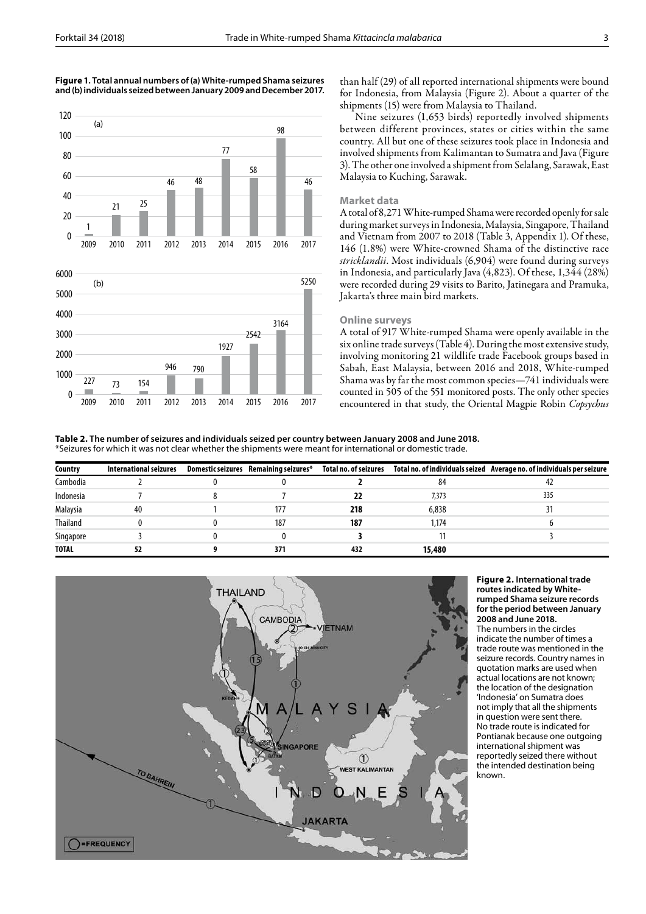**Figure 1. Total annual numbers of (a) White-rumped Shama seizures and (b) individuals seized between January 2009 and December 2017.**

than half (29) of all reported international shipments were bound for Indonesia, from Malaysia (Figure 2). About a quarter of the shipments (15) were from Malaysia to Thailand.

Nine seizures (1,653 birds) reportedly involved shipments between different provinces, states or cities within the same country. All but one of these seizures took place in Indonesia and involved shipments from Kalimantan to Sumatra and Java (Figure 3). The other one involved a shipment from Selalang, Sarawak, East Malaysia to Kuching, Sarawak.

### Market data

A total of 8,271 White-rumped Shama were recorded openly for sale during market surveys in Indonesia, Malaysia, Singapore, Thailand and Vietnam from 2007 to 2018 (Table 3, Appendix 1). Of these, 146 (1.8%) were White-crowned Shama of the distinctive race *stricklandii*. Most individuals (6,904) were found during surveys in Indonesia, and particularly Java (4,823). Of these, 1,344 (28%) were recorded during 29 visits to Barito, Jatinegara and Pramuka, Jakarta's three main bird markets.

### Online surveys

A total of 917 White-rumped Shama were openly available in the six online trade surveys (Table 4). During the most extensive study, involving monitoring 21 wildlife trade Facebook groups based in Sabah, East Malaysia, between 2016 and 2018, White-rumped Shama was by far the most common species—741 individuals were counted in 505 of the 551 monitored posts. The only other species encountered in that study, the Oriental Magpie Robin *Copsychus*

**Table 2. The number of seizures and individuals seized per country between January 2008 and June 2018.**
*Seizures for which it was not clear whether the shipments were meant for international or domestic trade.

| Country | International seizures | Domestic seizures | Remaining seizures* | Total no. of seizures | Total no. of individuals seized | Average no. of individuals per seizure |
|---|---|---|---|---|---|---|
| Cambodia | 2 | 0 | 0 | **2** | 84 | 42 |
| Indonesia | 7 | 8 | 7 | **22** | 7,373 | 335 |
| Malaysia | 40 | 1 | 177 | **218** | 6,838 | 31 |
| Thailand | 0 | 0 | 187 | **187** | 1,174 | 6 |
| Singapore | 3 | 0 | 0 | **3** | 11 | 3 |
| **TOTAL** | **52** | **9** | **371** | **432** | **15,480** | |

**Figure 2. International trade routes indicated by White-rumped Shama seizure records for the period between January 2008 and June 2018.** The numbers in the circles indicate the number of times a trade route was mentioned in the seizure records. Country names in quotation marks are used when actual locations are not known; the location of the designation 'Indonesia' on Sumatra does not imply that all the shipments in question were sent there. No trade route is indicated for Pontianak because one outgoing international shipment was reportedly seized there without the intended destination being known.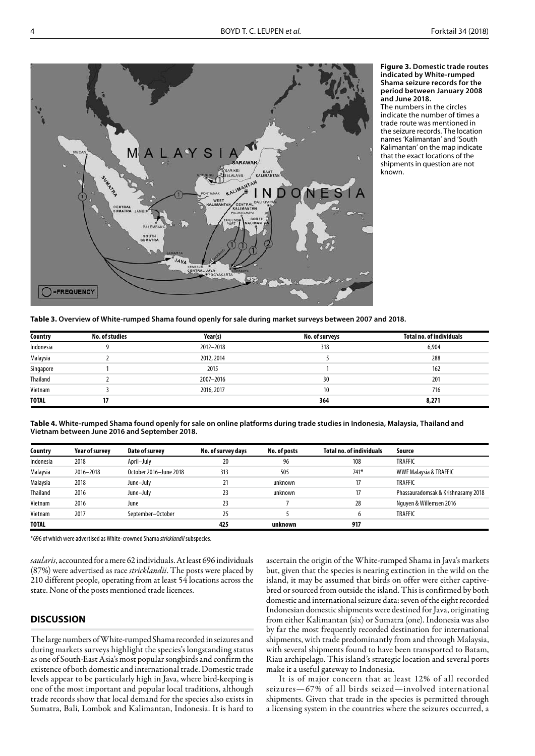**Figure 3. Domestic trade routes indicated by White-rumped Shama seizure records for the period between January 2008 and June 2018.** The numbers in the circles indicate the number of times a trade route was mentioned in the seizure records. The location names 'Kalimantan' and 'South Kalimantan' on the map indicate that the exact locations of the shipments in question are not known.

**Table 3. Overview of White-rumped Shama found openly for sale during market surveys between 2007 and 2018.**

| Country | No. of studies | Year(s) | No. of surveys | Total no. of individuals |
|---|---|---|---|---|
| Indonesia | 9 | 2012–2018 | 318 | 6,904 |
| Malaysia | 2 | 2012, 2014 | 5 | 288 |
| Singapore | 1 | 2015 | 1 | 162 |
| Thailand | 2 | 2007–2016 | 30 | 201 |
| Vietnam | 3 | 2016, 2017 | 10 | 716 |
| **TOTAL** | **17** | | **364** | **8,271** |

**Table 4. White-rumped Shama found openly for sale on online platforms during trade studies in Indonesia, Malaysia, Thailand and Vietnam between June 2016 and September 2018.**

| Country | Year of survey | Date of survey | No. of survey days | No. of posts | Total no. of individuals | Source |
|---|---|---|---|---|---|---|
| Indonesia | 2018 | April–July | 20 | 96 | 108 | TRAFFIC |
| Malaysia | 2016–2018 | October 2016–June 2018 | 313 | 505 | 741* | WWF Malaysia & TRAFFIC |
| Malaysia | 2018 | June–July | 21 | unknown | 17 | TRAFFIC |
| Thailand | 2016 | June–July | 23 | unknown | 17 | Phassauradomsak & Krishnasamy 2018 |
| Vietnam | 2016 | June | 23 | 7 | 28 | Nguyen & Willemsen 2016 |
| Vietnam | 2017 | September–October | 25 | 5 | 6 | TRAFFIC |
| **TOTAL** | | | **425** | **unknown** | **917** | |

*696 of which were advertised as White-crowned Shama *stricklandii* subspecies.

*saularis*, accounted for a mere 62 individuals. At least 696 individuals (87%) were advertised as race *stricklandii*. The posts were placed by 210 different people, operating from at least 54 locations across the state. None of the posts mentioned trade licences.

## DISCUSSION

The large numbers of White-rumped Shama recorded in seizures and during markets surveys highlight the species's longstanding status as one of South-East Asia's most popular songbirds and confirm the existence of both domestic and international trade. Domestic trade levels appear to be particularly high in Java, where bird-keeping is one of the most important and popular local traditions, although trade records show that local demand for the species also exists in Sumatra, Bali, Lombok and Kalimantan, Indonesia. It is hard to ascertain the origin of the White-rumped Shama in Java's markets but, given that the species is nearing extinction in the wild on the island, it may be assumed that birds on offer were either captive-bred or sourced from outside the island. This is confirmed by both domestic and international seizure data: seven of the eight recorded Indonesian domestic shipments were destined for Java, originating from either Kalimantan (six) or Sumatra (one). Indonesia was also by far the most frequently recorded destination for international shipments, with trade predominantly from and through Malaysia, with several shipments found to have been transported to Batam, Riau archipelago. This island's strategic location and several ports make it a useful gateway to Indonesia.

It is of major concern that at least 12% of all recorded seizures—67% of all birds seized—involved international shipments. Given that trade in the species is permitted through a licensing system in the countries where the seizures occurred, a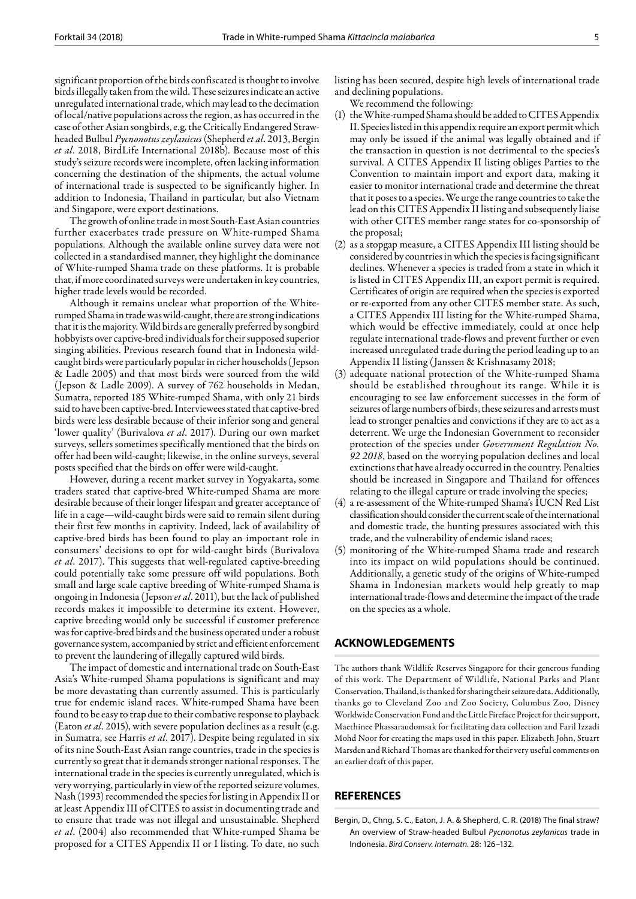significant proportion of the birds confiscated is thought to involve birds illegally taken from the wild. These seizures indicate an active unregulated international trade, which may lead to the decimation of local/native populations across the region, as has occurred in the case of other Asian songbirds, e.g. the Critically Endangered Straw-headed Bulbul *Pycnonotus zeylanicus* (Shepherd *et al*. 2013, Bergin *et al*. 2018, BirdLife International 2018b). Because most of this study's seizure records were incomplete, often lacking information concerning the destination of the shipments, the actual volume of international trade is suspected to be significantly higher. In addition to Indonesia, Thailand in particular, but also Vietnam and Singapore, were export destinations.

The growth of online trade in most South-East Asian countries further exacerbates trade pressure on White-rumped Shama populations. Although the available online survey data were not collected in a standardised manner, they highlight the dominance of White-rumped Shama trade on these platforms. It is probable that, if more coordinated surveys were undertaken in key countries, higher trade levels would be recorded.

Although it remains unclear what proportion of the White-rumped Shama in trade was wild-caught, there are strong indications that it is the majority. Wild birds are generally preferred by songbird hobbyists over captive-bred individuals for their supposed superior singing abilities. Previous research found that in Indonesia wild-caught birds were particularly popular in richer households (Jepson & Ladle 2005) and that most birds were sourced from the wild (Jepson & Ladle 2009). A survey of 762 households in Medan, Sumatra, reported 185 White-rumped Shama, with only 21 birds said to have been captive-bred. Interviewees stated that captive-bred birds were less desirable because of their inferior song and general 'lower quality' (Burivalova *et al*. 2017). During our own market surveys, sellers sometimes specifically mentioned that the birds on offer had been wild-caught; likewise, in the online surveys, several posts specified that the birds on offer were wild-caught.

However, during a recent market survey in Yogyakarta, some traders stated that captive-bred White-rumped Shama are more desirable because of their longer lifespan and greater acceptance of life in a cage—wild-caught birds were said to remain silent during their first few months in captivity. Indeed, lack of availability of captive-bred birds has been found to play an important role in consumers' decisions to opt for wild-caught birds (Burivalova *et al*. 2017). This suggests that well-regulated captive-breeding could potentially take some pressure off wild populations. Both small and large scale captive breeding of White-rumped Shama is ongoing in Indonesia (Jepson *et al*. 2011), but the lack of published records makes it impossible to determine its extent. However, captive breeding would only be successful if customer preference was for captive-bred birds and the business operated under a robust governance system, accompanied by strict and efficient enforcement to prevent the laundering of illegally captured wild birds.

The impact of domestic and international trade on South-East Asia's White-rumped Shama populations is significant and may be more devastating than currently assumed. This is particularly true for endemic island races. White-rumped Shama have been found to be easy to trap due to their combative response to playback (Eaton *et al*. 2015), with severe population declines as a result (e.g. in Sumatra, see Harris *et al*. 2017). Despite being regulated in six of its nine South-East Asian range countries, trade in the species is currently so great that it demands stronger national responses. The international trade in the species is currently unregulated, which is very worrying, particularly in view of the reported seizure volumes. Nash (1993) recommended the species for listing in Appendix II or at least Appendix III of CITES to assist in documenting trade and to ensure that trade was not illegal and unsustainable. Shepherd *et al*. (2004) also recommended that White-rumped Shama be proposed for a CITES Appendix II or I listing. To date, no such listing has been secured, despite high levels of international trade and declining populations.

We recommend the following:

(1) the White-rumped Shama should be added to CITES Appendix II. Species listed in this appendix require an export permit which may only be issued if the animal was legally obtained and if the transaction in question is not detrimental to the species's survival. A CITES Appendix II listing obliges Parties to the Convention to maintain import and export data, making it easier to monitor international trade and determine the threat that it poses to a species. We urge the range countries to take the lead on this CITES Appendix II listing and subsequently liaise with other CITES member range states for co-sponsorship of the proposal;

(2) as a stopgap measure, a CITES Appendix III listing should be considered by countries in which the species is facing significant declines. Whenever a species is traded from a state in which it is listed in CITES Appendix III, an export permit is required. Certificates of origin are required when the species is exported or re-exported from any other CITES member state. As such, a CITES Appendix III listing for the White-rumped Shama, which would be effective immediately, could at once help regulate international trade-flows and prevent further or even increased unregulated trade during the period leading up to an Appendix II listing (Janssen & Krishnasamy 2018;

(3) adequate national protection of the White-rumped Shama should be established throughout its range. While it is encouraging to see law enforcement successes in the form of seizures of large numbers of birds, these seizures and arrests must lead to stronger penalties and convictions if they are to act as a deterrent. We urge the Indonesian Government to reconsider protection of the species under *Government Regulation No. 92 2018*, based on the worrying population declines and local extinctions that have already occurred in the country. Penalties should be increased in Singapore and Thailand for offences relating to the illegal capture or trade involving the species;

(4) a re-assessment of the White-rumped Shama's IUCN Red List classification should consider the current scale of the international and domestic trade, the hunting pressures associated with this trade, and the vulnerability of endemic island races;

(5) monitoring of the White-rumped Shama trade and research into its impact on wild populations should be continued. Additionally, a genetic study of the origins of White-rumped Shama in Indonesian markets would help greatly to map international trade-flows and determine the impact of the trade on the species as a whole.

## ACKNOWLEDGEMENTS

The authors thank Wildlife Reserves Singapore for their generous funding of this work. The Department of Wildlife, National Parks and Plant Conservation, Thailand, is thanked for sharing their seizure data. Additionally, thanks go to Cleveland Zoo and Zoo Society, Columbus Zoo, Disney Worldwide Conservation Fund and the Little Fireface Project for their support, Maethinee Phassaraudomsak for facilitating data collection and Faril Izzadi Mohd Noor for creating the maps used in this paper. Elizabeth John, Stuart Marsden and Richard Thomas are thanked for their very useful comments on an earlier draft of this paper.

## REFERENCES

Bergin, D., Chng, S. C., Eaton, J. A. & Shepherd, C. R. (2018) The final straw? An overview of Straw-headed Bulbul *Pycnonotus zeylanicus* trade in Indonesia. *Bird Conserv. Internatn.* 28: 126–132.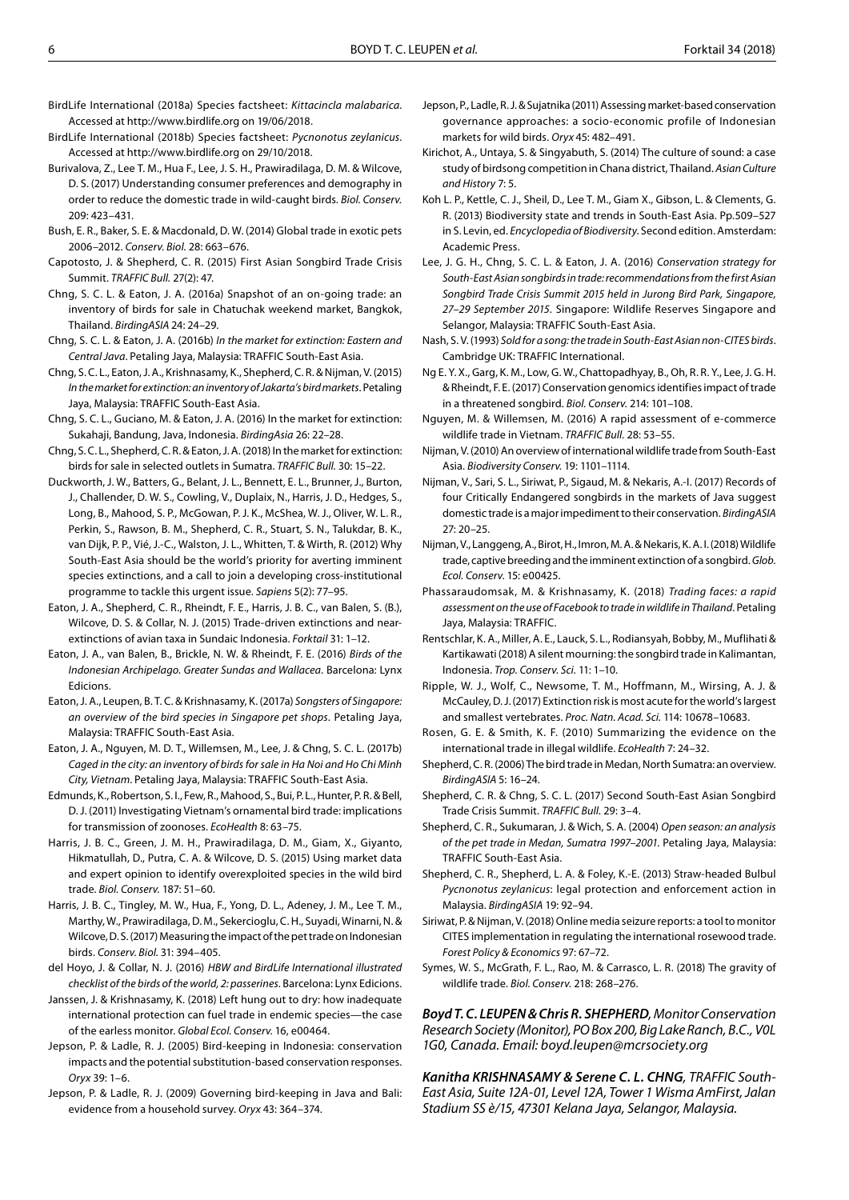BirdLife International (2018a) Species factsheet: *Kittacincla malabarica*. Accessed at http://www.birdlife.org on 19/06/2018.

BirdLife International (2018b) Species factsheet: *Pycnonotus zeylanicus*. Accessed at http://www.birdlife.org on 29/10/2018.

Burivalova, Z., Lee T. M., Hua F., Lee, J. S. H., Prawiradilaga, D. M. & Wilcove, D. S. (2017) Understanding consumer preferences and demography in order to reduce the domestic trade in wild-caught birds. *Biol. Conserv.* 209: 423–431.

Bush, E. R., Baker, S. E. & Macdonald, D. W. (2014) Global trade in exotic pets 2006–2012. *Conserv. Biol.* 28: 663–676.

Capotosto, J. & Shepherd, C. R. (2015) First Asian Songbird Trade Crisis Summit. *TRAFFIC Bull.* 27(2): 47.

Chng, S. C. L. & Eaton, J. A. (2016a) Snapshot of an on-going trade: an inventory of birds for sale in Chatuchak weekend market, Bangkok, Thailand. *BirdingASIA* 24: 24–29.

Chng, S. C. L. & Eaton, J. A. (2016b) *In the market for extinction: Eastern and Central Java*. Petaling Jaya, Malaysia: TRAFFIC South-East Asia.

Chng, S. C. L., Eaton, J. A., Krishnasamy, K., Shepherd, C. R. & Nijman, V. (2015) *In the market for extinction: an inventory of Jakarta's bird markets*. Petaling Jaya, Malaysia: TRAFFIC South-East Asia.

Chng, S. C. L., Guciano, M. & Eaton, J. A. (2016) In the market for extinction: Sukahaji, Bandung, Java, Indonesia. *BirdingAsia* 26: 22–28.

Chng, S. C. L., Shepherd, C. R. & Eaton, J. A. (2018) In the market for extinction: birds for sale in selected outlets in Sumatra. *TRAFFIC Bull.* 30: 15–22.

Duckworth, J. W., Batters, G., Belant, J. L., Bennett, E. L., Brunner, J., Burton, J., Challender, D. W. S., Cowling, V., Duplaix, N., Harris, J. D., Hedges, S., Long, B., Mahood, S. P., McGowan, P. J. K., McShea, W. J., Oliver, W. L. R., Perkin, S., Rawson, B. M., Shepherd, C. R., Stuart, S. N., Talukdar, B. K., van Dijk, P. P., Vié, J.-C., Walston, J. L., Whitten, T. & Wirth, R. (2012) Why South-East Asia should be the world's priority for averting imminent species extinctions, and a call to join a developing cross-institutional programme to tackle this urgent issue. *Sapiens* 5(2): 77–95.

Eaton, J. A., Shepherd, C. R., Rheindt, F. E., Harris, J. B. C., van Balen, S. (B.), Wilcove, D. S. & Collar, N. J. (2015) Trade-driven extinctions and near-extinctions of avian taxa in Sundaic Indonesia. *Forktail* 31: 1–12.

Eaton, J. A., van Balen, B., Brickle, N. W. & Rheindt, F. E. (2016) *Birds of the Indonesian Archipelago. Greater Sundas and Wallacea*. Barcelona: Lynx Edicions.

Eaton, J. A., Leupen, B. T. C. & Krishnasamy, K. (2017a) *Songsters of Singapore: an overview of the bird species in Singapore pet shops*. Petaling Jaya, Malaysia: TRAFFIC South-East Asia.

Eaton, J. A., Nguyen, M. D. T., Willemsen, M., Lee, J. & Chng, S. C. L. (2017b) *Caged in the city: an inventory of birds for sale in Ha Noi and Ho Chi Minh City, Vietnam*. Petaling Jaya, Malaysia: TRAFFIC South-East Asia.

Edmunds, K., Robertson, S. I., Few, R., Mahood, S., Bui, P. L., Hunter, P. R. & Bell, D. J. (2011) Investigating Vietnam's ornamental bird trade: implications for transmission of zoonoses. *EcoHealth* 8: 63–75.

Harris, J. B. C., Green, J. M. H., Prawiradilaga, D. M., Giam, X., Giyanto, Hikmatullah, D., Putra, C. A. & Wilcove, D. S. (2015) Using market data and expert opinion to identify overexploited species in the wild bird trade. *Biol. Conserv.* 187: 51–60.

Harris, J. B. C., Tingley, M. W., Hua, F., Yong, D. L., Adeney, J. M., Lee T. M., Marthy, W., Prawiradilaga, D. M., Sekercioglu, C. H., Suyadi, Winarni, N. & Wilcove, D. S. (2017) Measuring the impact of the pet trade on Indonesian birds. *Conserv. Biol.* 31: 394–405.

del Hoyo, J. & Collar, N. J. (2016) *HBW and BirdLife International illustrated checklist of the birds of the world, 2: passerines*. Barcelona: Lynx Edicions.

Janssen, J. & Krishnasamy, K. (2018) Left hung out to dry: how inadequate international protection can fuel trade in endemic species—the case of the earless monitor. *Global Ecol. Conserv.* 16, e00464.

Jepson, P. & Ladle, R. J. (2005) Bird-keeping in Indonesia: conservation impacts and the potential substitution-based conservation responses. *Oryx* 39: 1–6.

Jepson, P. & Ladle, R. J. (2009) Governing bird-keeping in Java and Bali: evidence from a household survey. *Oryx* 43: 364–374.

Jepson, P., Ladle, R. J. & Sujatnika (2011) Assessing market-based conservation governance approaches: a socio-economic profile of Indonesian markets for wild birds. *Oryx* 45: 482–491.

Kirichot, A., Untaya, S. & Singyabuth, S. (2014) The culture of sound: a case study of birdsong competition in Chana district, Thailand. *Asian Culture and History* 7: 5.

Koh L. P., Kettle, C. J., Sheil, D., Lee T. M., Giam X., Gibson, L. & Clements, G. R. (2013) Biodiversity state and trends in South-East Asia. Pp.509–527 in S. Levin, ed. *Encyclopedia of Biodiversity*. Second edition. Amsterdam: Academic Press.

Lee, J. G. H., Chng, S. C. L. & Eaton, J. A. (2016) *Conservation strategy for South-East Asian songbirds in trade: recommendations from the first Asian Songbird Trade Crisis Summit 2015 held in Jurong Bird Park, Singapore, 27–29 September 2015*. Singapore: Wildlife Reserves Singapore and Selangor, Malaysia: TRAFFIC South-East Asia.

Nash, S. V. (1993) *Sold for a song: the trade in South-East Asian non-CITES birds*. Cambridge UK: TRAFFIC International.

Ng E. Y. X., Garg, K. M., Low, G. W., Chattopadhyay, B., Oh, R. R. Y., Lee, J. G. H. & Rheindt, F. E. (2017) Conservation genomics identifies impact of trade in a threatened songbird. *Biol. Conserv.* 214: 101–108.

Nguyen, M. & Willemsen, M. (2016) A rapid assessment of e-commerce wildlife trade in Vietnam. *TRAFFIC Bull.* 28: 53–55.

Nijman, V. (2010) An overview of international wildlife trade from South-East Asia. *Biodiversity Conserv.* 19: 1101–1114.

Nijman, V., Sari, S. L., Siriwat, P., Sigaud, M. & Nekaris, A.-I. (2017) Records of four Critically Endangered songbirds in the markets of Java suggest domestic trade is a major impediment to their conservation. *BirdingASIA* 27: 20–25.

Nijman, V., Langgeng, A., Birot, H., Imron, M. A. & Nekaris, K. A. I. (2018) Wildlife trade, captive breeding and the imminent extinction of a songbird. *Glob. Ecol. Conserv.* 15: e00425.

Phassaraudomsak, M. & Krishnasamy, K. (2018) *Trading faces: a rapid assessment on the use of Facebook to trade in wildlife in Thailand*. Petaling Jaya, Malaysia: TRAFFIC.

Rentschlar, K. A., Miller, A. E., Lauck, S. L., Rodiansyah, Bobby, M., Muflihati & Kartikawati (2018) A silent mourning: the songbird trade in Kalimantan, Indonesia. *Trop. Conserv. Sci.* 11: 1–10.

Ripple, W. J., Wolf, C., Newsome, T. M., Hoffmann, M., Wirsing, A. J. & McCauley, D. J. (2017) Extinction risk is most acute for the world's largest and smallest vertebrates. *Proc. Natn. Acad. Sci.* 114: 10678–10683.

Rosen, G. E. & Smith, K. F. (2010) Summarizing the evidence on the international trade in illegal wildlife. *EcoHealth* 7: 24–32.

Shepherd, C. R. (2006) The bird trade in Medan, North Sumatra: an overview. *BirdingASIA* 5: 16–24.

Shepherd, C. R. & Chng, S. C. L. (2017) Second South-East Asian Songbird Trade Crisis Summit. *TRAFFIC Bull.* 29: 3–4.

Shepherd, C. R., Sukumaran, J. & Wich, S. A. (2004) *Open season: an analysis of the pet trade in Medan, Sumatra 1997–2001*. Petaling Jaya, Malaysia: TRAFFIC South-East Asia.

Shepherd, C. R., Shepherd, L. A. & Foley, K.-E. (2013) Straw-headed Bulbul *Pycnonotus zeylanicus*: legal protection and enforcement action in Malaysia. *BirdingASIA* 19: 92–94.

Siriwat, P. & Nijman, V. (2018) Online media seizure reports: a tool to monitor CITES implementation in regulating the international rosewood trade. *Forest Policy & Economics* 97: 67–72.

Symes, W. S., McGrath, F. L., Rao, M. & Carrasco, L. R. (2018) The gravity of wildlife trade. *Biol. Conserv.* 218: 268–276.

***Boyd T. C. LEUPEN & Chris R. SHEPHERD**, Monitor Conservation Research Society (Monitor), PO Box 200, Big Lake Ranch, B.C., V0L 1G0, Canada. Email: boyd.leupen@mcrsociety.org*

***Kanitha KRISHNASAMY & Serene C. L. CHNG**, TRAFFIC South-East Asia, Suite 12A-01, Level 12A, Tower 1 Wisma AmFirst, Jalan Stadium SS è/15, 47301 Kelana Jaya, Selangor, Malaysia.*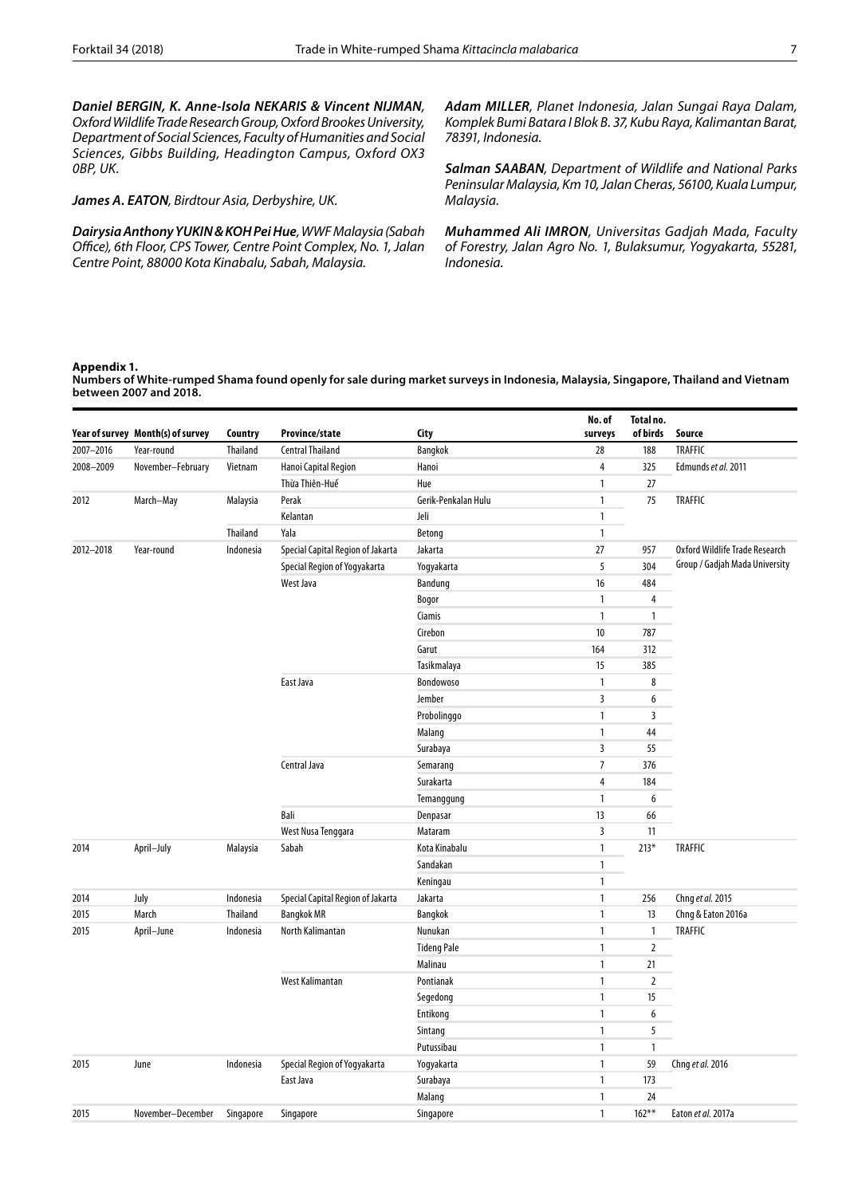***Daniel BERGIN, K. Anne-Isola NEKARIS & Vincent NIJMAN***, *Oxford Wildlife Trade Research Group, Oxford Brookes University, Department of Social Sciences, Faculty of Humanities and Social Sciences, Gibbs Building, Headington Campus, Oxford OX3 0BP, UK.*

***James A. EATON***, *Birdtour Asia, Derbyshire, UK.*

***Dairysia Anthony YUKIN & KOH Pei Hue***, *WWF Malaysia (Sabah Office), 6th Floor, CPS Tower, Centre Point Complex, No. 1, Jalan Centre Point, 88000 Kota Kinabalu, Sabah, Malaysia.*

***Adam MILLER***, *Planet Indonesia, Jalan Sungai Raya Dalam, Komplek Bumi Batara I Blok B. 37, Kubu Raya, Kalimantan Barat, 78391, Indonesia.*

***Salman SAABAN***, *Department of Wildlife and National Parks Peninsular Malaysia, Km 10, Jalan Cheras, 56100, Kuala Lumpur, Malaysia.*

***Muhammed Ali IMRON***, *Universitas Gadjah Mada, Faculty of Forestry, Jalan Agro No. 1, Bulaksumur, Yogyakarta, 55281, Indonesia.*

**Appendix 1.**
**Numbers of White-rumped Shama found openly for sale during market surveys in Indonesia, Malaysia, Singapore, Thailand and Vietnam between 2007 and 2018.**

| Year of survey | Month(s) of survey | Country | Province/state | City | No. of surveys | Total no. of birds | Source |
|---|---|---|---|---|---|---|---|
| 2007–2016 | Year-round | Thailand | Central Thailand | Bangkok | 28 | 188 | TRAFFIC |
| 2008–2009 | November–February | Vietnam | Hanoi Capital Region | Hanoi | 4 | 325 | Edmunds *et al.* 2011 |
| | | | Thừa Thiên-Huế | Hue | 1 | 27 | |
| 2012 | March–May | Malaysia | Perak | Gerik-Penkalan Hulu | 1 | 75 | TRAFFIC |
| | | | Kelantan | Jeli | 1 | | |
| | | Thailand | Yala | Betong | 1 | | |
| 2012–2018 | Year-round | Indonesia | Special Capital Region of Jakarta | Jakarta | 27 | 957 | Oxford Wildlife Trade Research Group / Gadjah Mada University |
| | | | Special Region of Yogyakarta | Yogyakarta | 5 | 304 | |
| | | | West Java | Bandung | 16 | 484 | |
| | | | | Bogor | 1 | 4 | |
| | | | | Ciamis | 1 | 1 | |
| | | | | Cirebon | 10 | 787 | |
| | | | | Garut | 164 | 312 | |
| | | | | Tasikmalaya | 15 | 385 | |
| | | | East Java | Bondowoso | 1 | 8 | |
| | | | | Jember | 3 | 6 | |
| | | | | Probolinggo | 1 | 3 | |
| | | | | Malang | 1 | 44 | |
| | | | | Surabaya | 3 | 55 | |
| | | | Central Java | Semarang | 7 | 376 | |
| | | | | Surakarta | 4 | 184 | |
| | | | | Temanggung | 1 | 6 | |
| | | | Bali | Denpasar | 13 | 66 | |
| | | | West Nusa Tenggara | Mataram | 3 | 11 | |
| 2014 | April–July | Malaysia | Sabah | Kota Kinabalu | 1 | 213* | TRAFFIC |
| | | | | Sandakan | 1 | | |
| | | | | Keningau | 1 | | |
| 2014 | July | Indonesia | Special Capital Region of Jakarta | Jakarta | 1 | 256 | Chng *et al.* 2015 |
| 2015 | March | Thailand | Bangkok MR | Bangkok | 1 | 13 | Chng & Eaton 2016a |
| 2015 | April–June | Indonesia | North Kalimantan | Nunukan | 1 | 1 | TRAFFIC |
| | | | | Tideng Pale | 1 | 2 | |
| | | | | Malinau | 1 | 21 | |
| | | | West Kalimantan | Pontianak | 1 | 2 | |
| | | | | Segedong | 1 | 15 | |
| | | | | Entikong | 1 | 6 | |
| | | | | Sintang | 1 | 5 | |
| | | | | Putussibau | 1 | 1 | |
| 2015 | June | Indonesia | Special Region of Yogyakarta | Yogyakarta | 1 | 59 | Chng *et al.* 2016 |
| | | | East Java | Surabaya | 1 | 173 | |
| | | | | Malang | 1 | 24 | |
| 2015 | November–December | Singapore | Singapore | Singapore | 1 | 162** | Eaton *et al.* 2017a |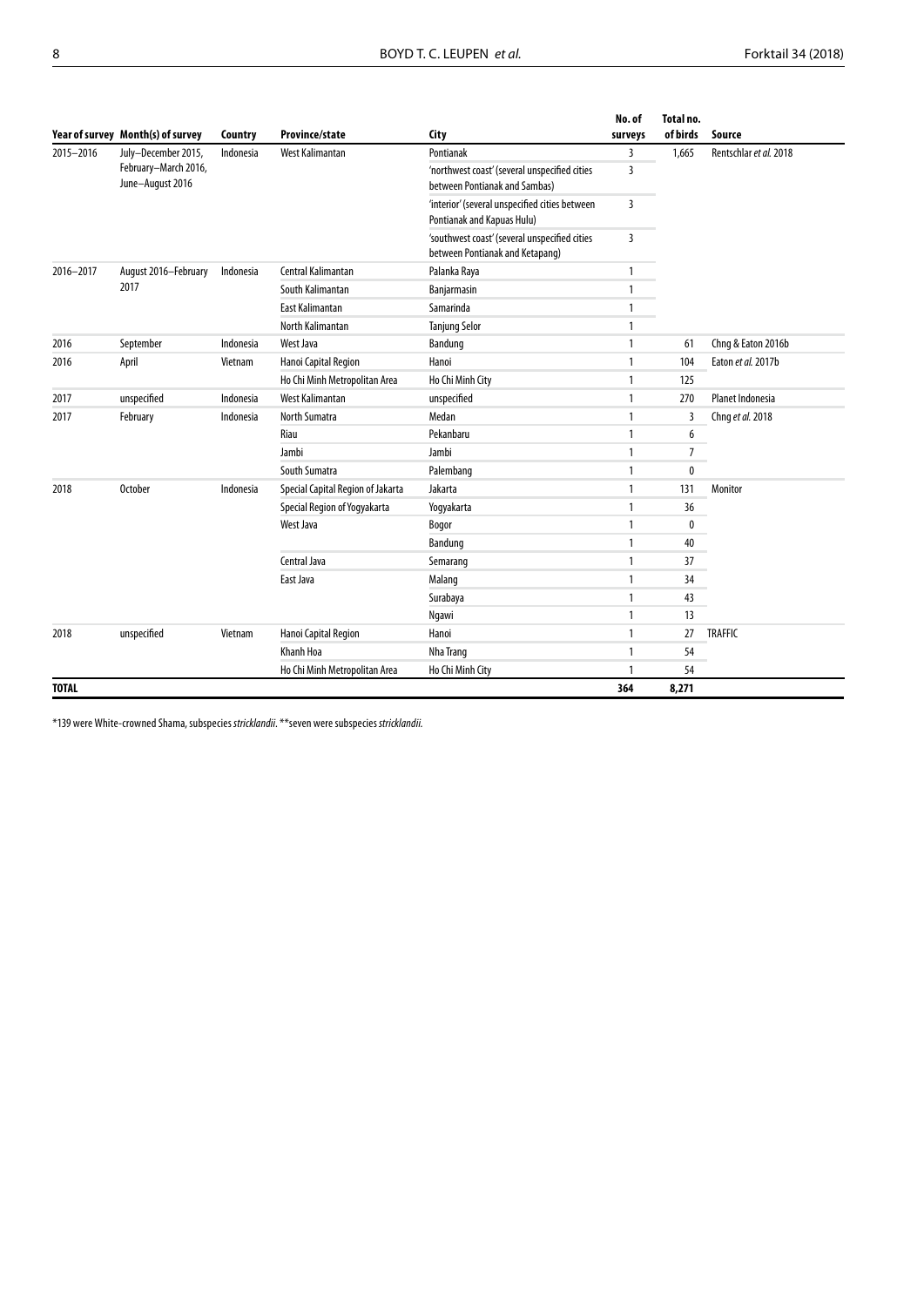| Year of survey | Month(s) of survey | Country | Province/state | City | No. of surveys | Total no. of birds | Source |
|---|---|---|---|---|---|---|---|
| 2015–2016 | July–December 2015, February–March 2016, June–August 2016 | Indonesia | West Kalimantan | Pontianak | 3 | 1,665 | Rentschlar *et al.* 2018 |
| | | | | 'northwest coast' (several unspecified cities between Pontianak and Sambas) | 3 | | |
| | | | | 'interior' (several unspecified cities between Pontianak and Kapuas Hulu) | 3 | | |
| | | | | 'southwest coast' (several unspecified cities between Pontianak and Ketapang) | 3 | | |
| 2016–2017 | August 2016–February 2017 | Indonesia | Central Kalimantan | Palanka Raya | 1 | | |
| | | | South Kalimantan | Banjarmasin | 1 | | |
| | | | East Kalimantan | Samarinda | 1 | | |
| | | | North Kalimantan | Tanjung Selor | 1 | | |
| 2016 | September | Indonesia | West Java | Bandung | 1 | 61 | Chng & Eaton 2016b |
| 2016 | April | Vietnam | Hanoi Capital Region | Hanoi | 1 | 104 | Eaton *et al.* 2017b |
| | | | Ho Chi Minh Metropolitan Area | Ho Chi Minh City | 1 | 125 | |
| 2017 | unspecified | Indonesia | West Kalimantan | unspecified | 1 | 270 | Planet Indonesia |
| 2017 | February | Indonesia | North Sumatra | Medan | 1 | 3 | Chng *et al.* 2018 |
| | | | Riau | Pekanbaru | 1 | 6 | |
| | | | Jambi | Jambi | 1 | 7 | |
| | | | South Sumatra | Palembang | 1 | 0 | |
| 2018 | October | Indonesia | Special Capital Region of Jakarta | Jakarta | 1 | 131 | Monitor |
| | | | Special Region of Yogyakarta | Yogyakarta | 1 | 36 | |
| | | | West Java | Bogor | 1 | 0 | |
| | | | | Bandung | 1 | 40 | |
| | | | Central Java | Semarang | 1 | 37 | |
| | | | East Java | Malang | 1 | 34 | |
| | | | | Surabaya | 1 | 43 | |
| | | | | Ngawi | 1 | 13 | |
| 2018 | unspecified | Vietnam | Hanoi Capital Region | Hanoi | 1 | 27 | TRAFFIC |
| | | | Khanh Hoa | Nha Trang | 1 | 54 | |
| | | | Ho Chi Minh Metropolitan Area | Ho Chi Minh City | 1 | 54 | |
| **TOTAL** | | | | | **364** | **8,271** | |

*139 were White-crowned Shama, subspecies *stricklandii*. **seven were subspecies *stricklandii*.